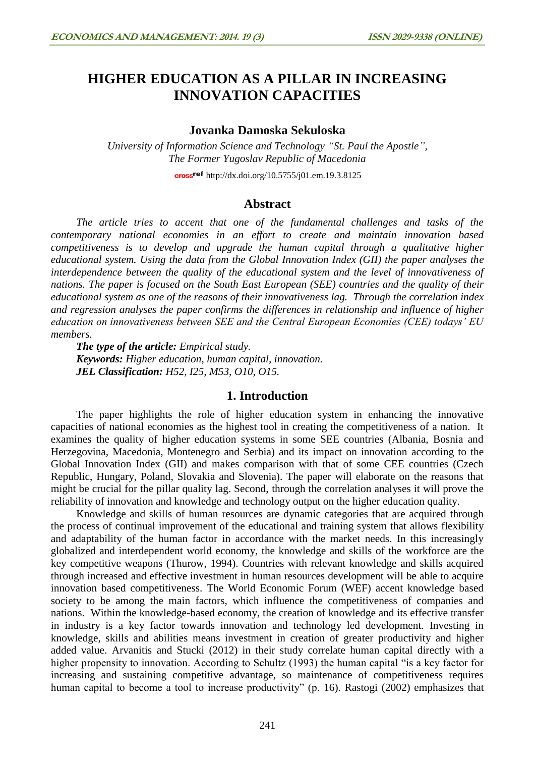# HIGHER EDUCATION AS A PILLAR IN INCREASING INNOVATION CAPACITIES

**Jovanka Damoska Sekuloska**

*University of Information Science and Technology "St. Paul the Apostle", The Former Yugoslav Republic of Macedonia*

http://dx.doi.org/10.5755/j01.em.19.3.8125

## Abstract

*The article tries to accent that one of the fundamental challenges and tasks of the contemporary national economies in an effort to create and maintain innovation based competitiveness is to develop and upgrade the human capital through a qualitative higher educational system. Using the data from the Global Innovation Index (GII) the paper analyses the interdependence between the quality of the educational system and the level of innovativeness of nations. The paper is focused on the South East European (SEE) countries and the quality of their educational system as one of the reasons of their innovativeness lag. Through the correlation index and regression analyses the paper confirms the differences in relationship and influence of higher education on innovativeness between SEE and the Central European Economies (CEE) todays' EU members.*

***The type of the article:*** *Empirical study.*

***Keywords:*** *Higher education, human capital, innovation.*

***JEL Classification:*** *H52, I25, M53, O10, O15.*

## 1. Introduction

The paper highlights the role of higher education system in enhancing the innovative capacities of national economies as the highest tool in creating the competitiveness of a nation. It examines the quality of higher education systems in some SEE countries (Albania, Bosnia and Herzegovina, Macedonia, Montenegro and Serbia) and its impact on innovation according to the Global Innovation Index (GII) and makes comparison with that of some CEE countries (Czech Republic, Hungary, Poland, Slovakia and Slovenia). The paper will elaborate on the reasons that might be crucial for the pillar quality lag. Second, through the correlation analyses it will prove the reliability of innovation and knowledge and technology output on the higher education quality.

Knowledge and skills of human resources are dynamic categories that are acquired through the process of continual improvement of the educational and training system that allows flexibility and adaptability of the human factor in accordance with the market needs. In this increasingly globalized and interdependent world economy, the knowledge and skills of the workforce are the key competitive weapons (Thurow, 1994). Countries with relevant knowledge and skills acquired through increased and effective investment in human resources development will be able to acquire innovation based competitiveness. The World Economic Forum (WEF) accent knowledge based society to be among the main factors, which influence the competitiveness of companies and nations. Within the knowledge-based economy, the creation of knowledge and its effective transfer in industry is a key factor towards innovation and technology led development. Investing in knowledge, skills and abilities means investment in creation of greater productivity and higher added value. Arvanitis and Stucki (2012) in their study correlate human capital directly with a higher propensity to innovation. According to Schultz (1993) the human capital "is a key factor for increasing and sustaining competitive advantage, so maintenance of competitiveness requires human capital to become a tool to increase productivity" (p. 16). Rastogi (2002) emphasizes that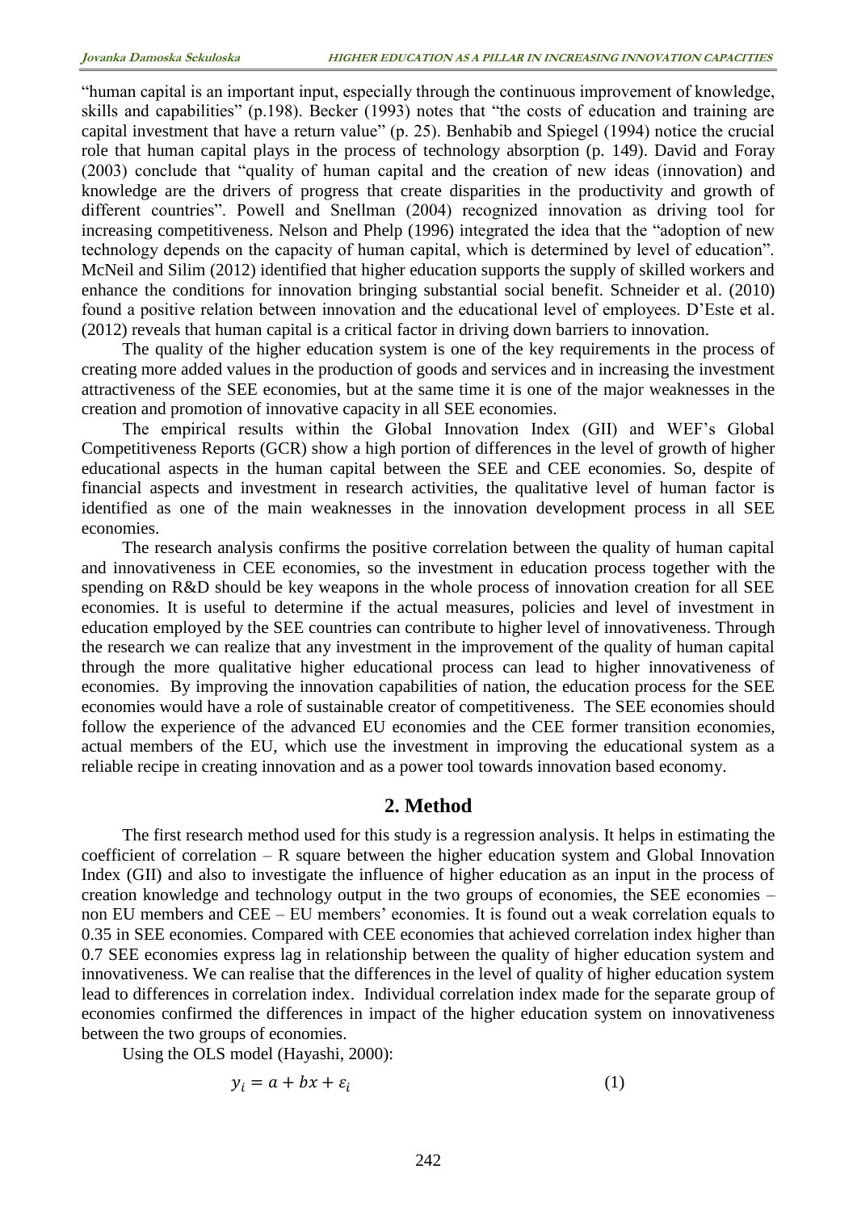"human capital is an important input, especially through the continuous improvement of knowledge, skills and capabilities" (p.198). Becker (1993) notes that "the costs of education and training are capital investment that have a return value" (p. 25). Benhabib and Spiegel (1994) notice the crucial role that human capital plays in the process of technology absorption (p. 149). David and Foray (2003) conclude that "quality of human capital and the creation of new ideas (innovation) and knowledge are the drivers of progress that create disparities in the productivity and growth of different countries". Powell and Snellman (2004) recognized innovation as driving tool for increasing competitiveness. Nelson and Phelp (1996) integrated the idea that the "adoption of new technology depends on the capacity of human capital, which is determined by level of education". McNeil and Silim (2012) identified that higher education supports the supply of skilled workers and enhance the conditions for innovation bringing substantial social benefit. Schneider et al. (2010) found a positive relation between innovation and the educational level of employees. D'Este et al. (2012) reveals that human capital is a critical factor in driving down barriers to innovation.

The quality of the higher education system is one of the key requirements in the process of creating more added values in the production of goods and services and in increasing the investment attractiveness of the SEE economies, but at the same time it is one of the major weaknesses in the creation and promotion of innovative capacity in all SEE economies.

The empirical results within the Global Innovation Index (GII) and WEF's Global Competitiveness Reports (GCR) show a high portion of differences in the level of growth of higher educational aspects in the human capital between the SEE and CEE economies. So, despite of financial aspects and investment in research activities, the qualitative level of human factor is identified as one of the main weaknesses in the innovation development process in all SEE economies.

The research analysis confirms the positive correlation between the quality of human capital and innovativeness in CEE economies, so the investment in education process together with the spending on R&D should be key weapons in the whole process of innovation creation for all SEE economies. It is useful to determine if the actual measures, policies and level of investment in education employed by the SEE countries can contribute to higher level of innovativeness. Through the research we can realize that any investment in the improvement of the quality of human capital through the more qualitative higher educational process can lead to higher innovativeness of economies. By improving the innovation capabilities of nation, the education process for the SEE economies would have a role of sustainable creator of competitiveness. The SEE economies should follow the experience of the advanced EU economies and the CEE former transition economies, actual members of the EU, which use the investment in improving the educational system as a reliable recipe in creating innovation and as a power tool towards innovation based economy.

## 2. Method

The first research method used for this study is a regression analysis. It helps in estimating the coefficient of correlation – R square between the higher education system and Global Innovation Index (GII) and also to investigate the influence of higher education as an input in the process of creation knowledge and technology output in the two groups of economies, the SEE economies – non EU members and CEE – EU members' economies. It is found out a weak correlation equals to 0.35 in SEE economies. Compared with CEE economies that achieved correlation index higher than 0.7 SEE economies express lag in relationship between the quality of higher education system and innovativeness. We can realise that the differences in the level of quality of higher education system lead to differences in correlation index. Individual correlation index made for the separate group of economies confirmed the differences in impact of the higher education system on innovativeness between the two groups of economies.

Using the OLS model (Hayashi, 2000):

$$y_i = a + bx + \varepsilon_i \qquad (1)$$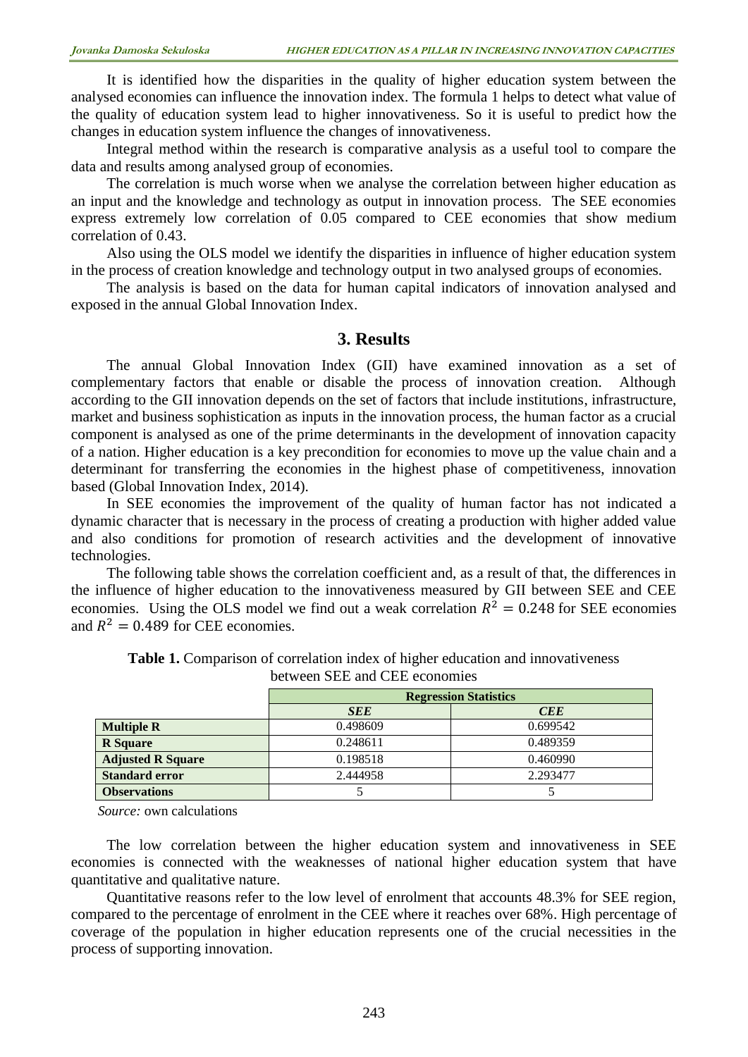It is identified how the disparities in the quality of higher education system between the analysed economies can influence the innovation index. The formula 1 helps to detect what value of the quality of education system lead to higher innovativeness. So it is useful to predict how the changes in education system influence the changes of innovativeness.

Integral method within the research is comparative analysis as a useful tool to compare the data and results among analysed group of economies.

The correlation is much worse when we analyse the correlation between higher education as an input and the knowledge and technology as output in innovation process. The SEE economies express extremely low correlation of 0.05 compared to CEE economies that show medium correlation of 0.43.

Also using the OLS model we identify the disparities in influence of higher education system in the process of creation knowledge and technology output in two analysed groups of economies.

The analysis is based on the data for human capital indicators of innovation analysed and exposed in the annual Global Innovation Index.

## 3. Results

The annual Global Innovation Index (GII) have examined innovation as a set of complementary factors that enable or disable the process of innovation creation. Although according to the GII innovation depends on the set of factors that include institutions, infrastructure, market and business sophistication as inputs in the innovation process, the human factor as a crucial component is analysed as one of the prime determinants in the development of innovation capacity of a nation. Higher education is a key precondition for economies to move up the value chain and a determinant for transferring the economies in the highest phase of competitiveness, innovation based (Global Innovation Index, 2014).

In SEE economies the improvement of the quality of human factor has not indicated a dynamic character that is necessary in the process of creating a production with higher added value and also conditions for promotion of research activities and the development of innovative technologies.

The following table shows the correlation coefficient and, as a result of that, the differences in the influence of higher education to the innovativeness measured by GII between SEE and CEE economies. Using the OLS model we find out a weak correlation $R^2 = 0.248$ for SEE economies and $R^2 = 0.489$ for CEE economies.

**Table 1.** Comparison of correlation index of higher education and innovativeness between SEE and CEE economies

| | **Regression Statistics** | |
|---|---|---|
| | ***SEE*** | ***CEE*** |
| **Multiple R** | 0.498609 | 0.699542 |
| **R Square** | 0.248611 | 0.489359 |
| **Adjusted R Square** | 0.198518 | 0.460990 |
| **Standard error** | 2.444958 | 2.293477 |
| **Observations** | 5 | 5 |

*Source:* own calculations

The low correlation between the higher education system and innovativeness in SEE economies is connected with the weaknesses of national higher education system that have quantitative and qualitative nature.

Quantitative reasons refer to the low level of enrolment that accounts 48.3% for SEE region, compared to the percentage of enrolment in the CEE where it reaches over 68%. High percentage of coverage of the population in higher education represents one of the crucial necessities in the process of supporting innovation.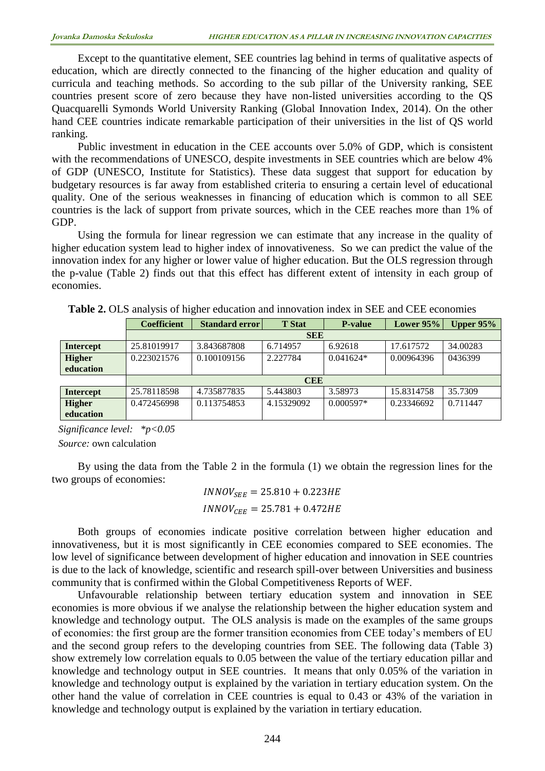Except to the quantitative element, SEE countries lag behind in terms of qualitative aspects of education, which are directly connected to the financing of the higher education and quality of curricula and teaching methods. So according to the sub pillar of the University ranking, SEE countries present score of zero because they have non-listed universities according to the QS Quacquarelli Symonds World University Ranking (Global Innovation Index, 2014). On the other hand CEE countries indicate remarkable participation of their universities in the list of QS world ranking.

Public investment in education in the CEE accounts over 5.0% of GDP, which is consistent with the recommendations of UNESCO, despite investments in SEE countries which are below 4% of GDP (UNESCO, Institute for Statistics). These data suggest that support for education by budgetary resources is far away from established criteria to ensuring a certain level of educational quality. One of the serious weaknesses in financing of education which is common to all SEE countries is the lack of support from private sources, which in the CEE reaches more than 1% of GDP.

Using the formula for linear regression we can estimate that any increase in the quality of higher education system lead to higher index of innovativeness. So we can predict the value of the innovation index for any higher or lower value of higher education. But the OLS regression through the p-value (Table 2) finds out that this effect has different extent of intensity in each group of economies.

**Table 2.** OLS analysis of higher education and innovation index in SEE and CEE economies

| | Coefficient | Standard error | T Stat | P-value | Lower 95% | Upper 95% |
|---|---|---|---|---|---|---|
| | **SEE** | | | | | |
| **Intercept** | 25.81019917 | 3.843687808 | 6.714957 | 6.92618 | 17.617572 | 34.00283 |
| **Higher education** | 0.223021576 | 0.100109156 | 2.227784 | 0.041624* | 0.00964396 | 0436399 |
| | **CEE** | | | | | |
| **Intercept** | 25.78118598 | 4.735877835 | 5.443803 | 3.58973 | 15.8314758 | 35.7309 |
| **Higher education** | 0.472456998 | 0.113754853 | 4.15329092 | 0.000597* | 0.23346692 | 0.711447 |

*Significance level: \*p<0.05*

*Source:* own calculation

By using the data from the Table 2 in the formula (1) we obtain the regression lines for the two groups of economies:

$$INNOV_{SEE} = 25.810 + 0.223HE$$

$$INNOV_{CEE} = 25.781 + 0.472HE$$

Both groups of economies indicate positive correlation between higher education and innovativeness, but it is most significantly in CEE economies compared to SEE economies. The low level of significance between development of higher education and innovation in SEE countries is due to the lack of knowledge, scientific and research spill-over between Universities and business community that is confirmed within the Global Competitiveness Reports of WEF.

Unfavourable relationship between tertiary education system and innovation in SEE economies is more obvious if we analyse the relationship between the higher education system and knowledge and technology output. The OLS analysis is made on the examples of the same groups of economies: the first group are the former transition economies from CEE today's members of EU and the second group refers to the developing countries from SEE. The following data (Table 3) show extremely low correlation equals to 0.05 between the value of the tertiary education pillar and knowledge and technology output in SEE countries. It means that only 0.05% of the variation in knowledge and technology output is explained by the variation in tertiary education system. On the other hand the value of correlation in CEE countries is equal to 0.43 or 43% of the variation in knowledge and technology output is explained by the variation in tertiary education.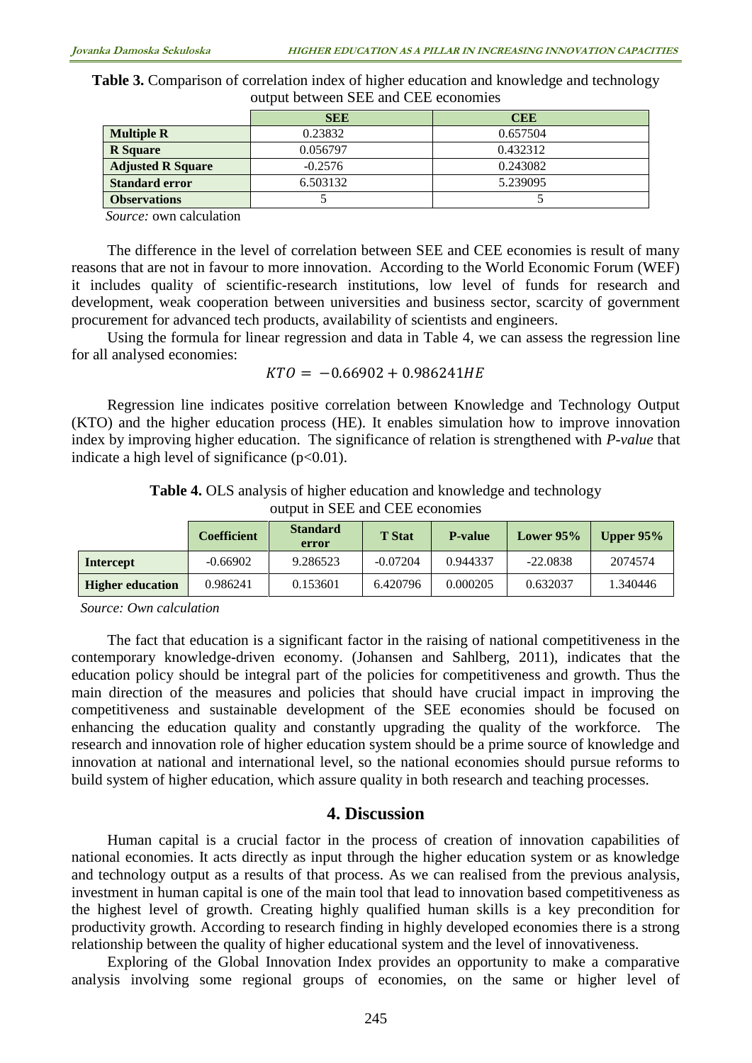**Table 3.** Comparison of correlation index of higher education and knowledge and technology output between SEE and CEE economies

| | SEE | CEE |
|---|---|---|
| **Multiple R** | 0.23832 | 0.657504 |
| **R Square** | 0.056797 | 0.432312 |
| **Adjusted R Square** | -0.2576 | 0.243082 |
| **Standard error** | 6.503132 | 5.239095 |
| **Observations** | 5 | 5 |

*Source:* own calculation

The difference in the level of correlation between SEE and CEE economies is result of many reasons that are not in favour to more innovation. According to the World Economic Forum (WEF) it includes quality of scientific-research institutions, low level of funds for research and development, weak cooperation between universities and business sector, scarcity of government procurement for advanced tech products, availability of scientists and engineers.

Using the formula for linear regression and data in Table 4, we can assess the regression line for all analysed economies:

$$KTO = -0.66902 + 0.986241HE$$

Regression line indicates positive correlation between Knowledge and Technology Output (KTO) and the higher education process (HE). It enables simulation how to improve innovation index by improving higher education. The significance of relation is strengthened with *P-value* that indicate a high level of significance ($p<0.01$).

**Table 4.** OLS analysis of higher education and knowledge and technology output in SEE and CEE economies

| | Coefficient | Standard error | T Stat | P-value | Lower 95% | Upper 95% |
|---|---|---|---|---|---|---|
| **Intercept** | -0.66902 | 9.286523 | -0.07204 | 0.944337 | -22.0838 | 2074574 |
| **Higher education** | 0.986241 | 0.153601 | 6.420796 | 0.000205 | 0.632037 | 1.340446 |

*Source: Own calculation*

The fact that education is a significant factor in the raising of national competitiveness in the contemporary knowledge-driven economy. (Johansen and Sahlberg, 2011), indicates that the education policy should be integral part of the policies for competitiveness and growth. Thus the main direction of the measures and policies that should have crucial impact in improving the competitiveness and sustainable development of the SEE economies should be focused on enhancing the education quality and constantly upgrading the quality of the workforce. The research and innovation role of higher education system should be a prime source of knowledge and innovation at national and international level, so the national economies should pursue reforms to build system of higher education, which assure quality in both research and teaching processes.

## 4. Discussion

Human capital is a crucial factor in the process of creation of innovation capabilities of national economies. It acts directly as input through the higher education system or as knowledge and technology output as a results of that process. As we can realised from the previous analysis, investment in human capital is one of the main tool that lead to innovation based competitiveness as the highest level of growth. Creating highly qualified human skills is a key precondition for productivity growth. According to research finding in highly developed economies there is a strong relationship between the quality of higher educational system and the level of innovativeness.

Exploring of the Global Innovation Index provides an opportunity to make a comparative analysis involving some regional groups of economies, on the same or higher level of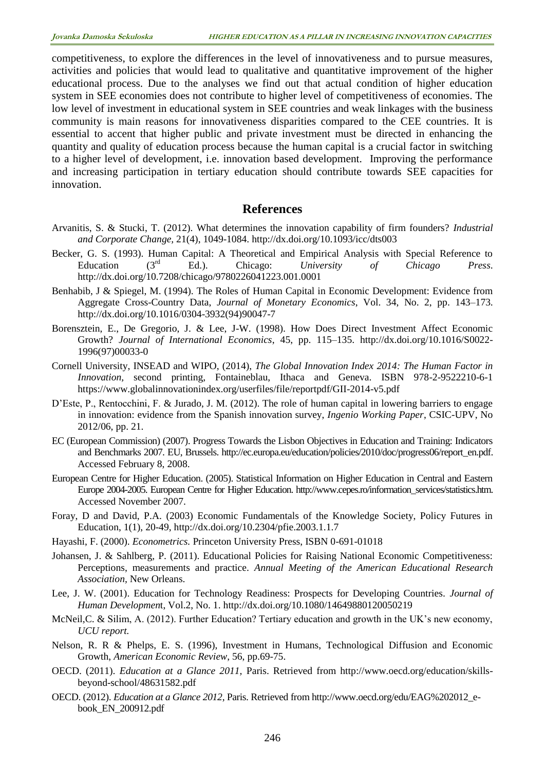competitiveness, to explore the differences in the level of innovativeness and to pursue measures, activities and policies that would lead to qualitative and quantitative improvement of the higher educational process. Due to the analyses we find out that actual condition of higher education system in SEE economies does not contribute to higher level of competitiveness of economies. The low level of investment in educational system in SEE countries and weak linkages with the business community is main reasons for innovativeness disparities compared to the CEE countries. It is essential to accent that higher public and private investment must be directed in enhancing the quantity and quality of education process because the human capital is a crucial factor in switching to a higher level of development, i.e. innovation based development. Improving the performance and increasing participation in tertiary education should contribute towards SEE capacities for innovation.

## References

Arvanitis, S. & Stucki, T. (2012). What determines the innovation capability of firm founders? *Industrial and Corporate Change*, 21(4), 1049-1084. http://dx.doi.org/10.1093/icc/dts003

Becker, G. S. (1993). Human Capital: A Theoretical and Empirical Analysis with Special Reference to Education (3rd Ed.). Chicago: *University of Chicago Press*. http://dx.doi.org/10.7208/chicago/9780226041223.001.0001

Benhabib, J & Spiegel, M. (1994). The Roles of Human Capital in Economic Development: Evidence from Aggregate Cross-Country Data, *Journal of Monetary Economics*, Vol. 34, No. 2, pp. 143–173. http://dx.doi.org/10.1016/0304-3932(94)90047-7

Borensztein, E., De Gregorio, J. & Lee, J-W. (1998). How Does Direct Investment Affect Economic Growth? *Journal of International Economics*, 45, pp. 115–135. http://dx.doi.org/10.1016/S0022-1996(97)00033-0

Cornell University, INSEAD and WIPO, (2014), *The Global Innovation Index 2014: The Human Factor in Innovation*, second printing, Fontaineblau, Ithaca and Geneva. ISBN 978-2-9522210-6-1 https://www.globalinnovationindex.org/userfiles/file/reportpdf/GII-2014-v5.pdf

D'Este, P., Rentocchini, F. & Jurado, J. M. (2012). The role of human capital in lowering barriers to engage in innovation: evidence from the Spanish innovation survey, *Ingenio Working Paper*, CSIC-UPV, No 2012/06, pp. 21.

EC (European Commission) (2007). Progress Towards the Lisbon Objectives in Education and Training: Indicators and Benchmarks 2007. EU, Brussels. http://ec.europa.eu/education/policies/2010/doc/progress06/report_en.pdf. Accessed February 8, 2008.

European Centre for Higher Education. (2005). Statistical Information on Higher Education in Central and Eastern Europe 2004-2005. European Centre for Higher Education. http://www.cepes.ro/information_services/statistics.htm. Accessed November 2007.

Foray, D and David, P.A. (2003) Economic Fundamentals of the Knowledge Society, Policy Futures in Education, 1(1), 20-49, http://dx.doi.org/10.2304/pfie.2003.1.1.7

Hayashi, F. (2000). *Econometrics*. Princeton University Press, ISBN 0-691-01018

Johansen, J. & Sahlberg, P. (2011). Educational Policies for Raising National Economic Competitiveness: Perceptions, measurements and practice. *Annual Meeting of the American Educational Research Association,* New Orleans.

Lee, J. W. (2001). Education for Technology Readiness: Prospects for Developing Countries. *Journal of Human Development*, Vol.2, No. 1. http://dx.doi.org/10.1080/14649880120050219

McNeil,C. & Silim, A. (2012). Further Education? Tertiary education and growth in the UK's new economy, *UCU report.*

Nelson, R. R & Phelps, E. S. (1996), Investment in Humans, Technological Diffusion and Economic Growth, *American Economic Review*, 56, pp.69-75.

OECD. (2011). *Education at a Glance 2011,* Paris. Retrieved from http://www.oecd.org/education/skills-beyond-school/48631582.pdf

OECD. (2012). *Education at a Glance 2012*, Paris. Retrieved from http://www.oecd.org/edu/EAG%202012_e-book_EN_200912.pdf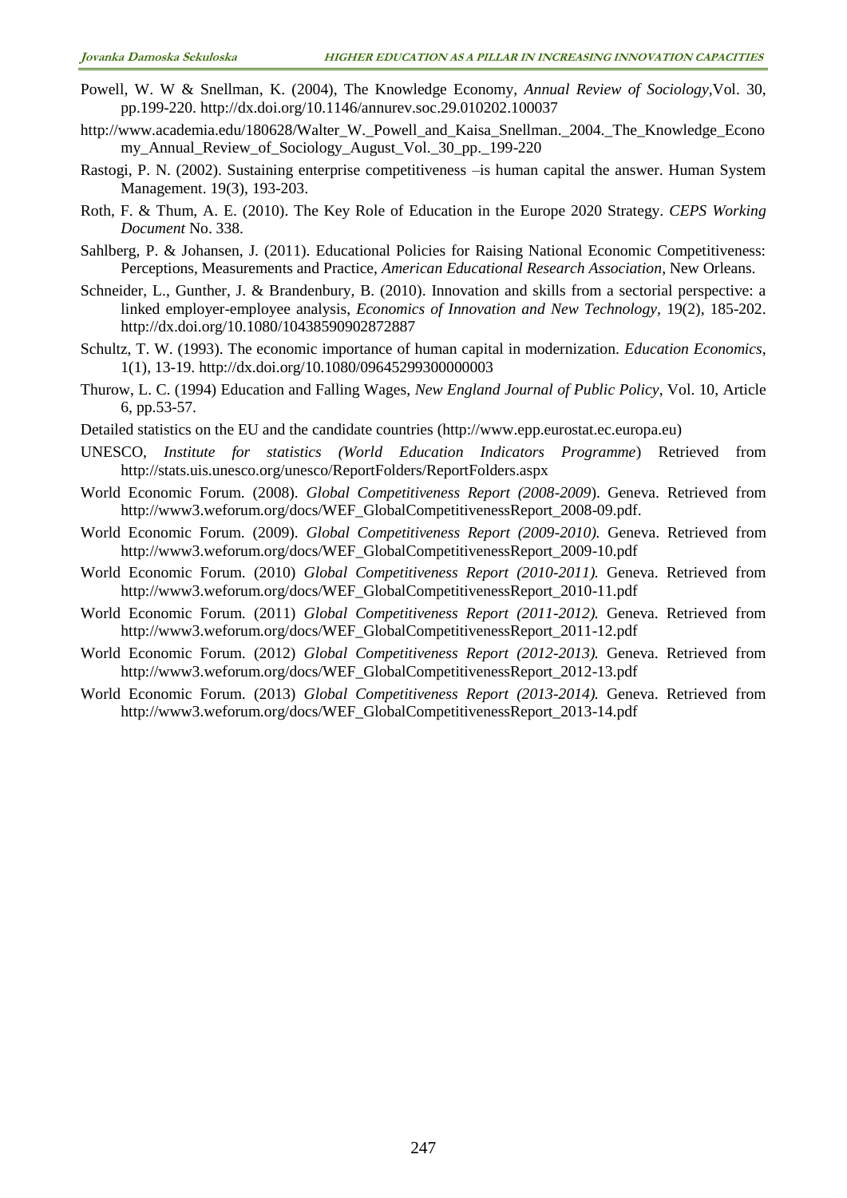Powell, W. W & Snellman, K. (2004), The Knowledge Economy, *Annual Review of Sociology*,Vol. 30, pp.199-220. http://dx.doi.org/10.1146/annurev.soc.29.010202.100037

http://www.academia.edu/180628/Walter_W._Powell_and_Kaisa_Snellman._2004._The_Knowledge_Economy_Annual_Review_of_Sociology_August_Vol._30_pp._199-220

Rastogi, P. N. (2002). Sustaining enterprise competitiveness –is human capital the answer. Human System Management. 19(3), 193-203.

Roth, F. & Thum, A. E. (2010). The Key Role of Education in the Europe 2020 Strategy. *CEPS Working Document* No. 338.

Sahlberg, P. & Johansen, J. (2011). Educational Policies for Raising National Economic Competitiveness: Perceptions, Measurements and Practice, *American Educational Research Association*, New Orleans.

Schneider, L., Gunther, J. & Brandenbury, B. (2010). Innovation and skills from a sectorial perspective: a linked employer-employee analysis, *Economics of Innovation and New Technology,* 19(2), 185-202. http://dx.doi.org/10.1080/10438590902872887

Schultz, T. W. (1993). The economic importance of human capital in modernization. *Education Economics*, 1(1), 13-19. http://dx.doi.org/10.1080/09645299300000003

Thurow, L. C. (1994) Education and Falling Wages, *New England Journal of Public Policy*, Vol. 10, Article 6, pp.53-57.

Detailed statistics on the EU and the candidate countries (http://www.epp.eurostat.ec.europa.eu)

UNESCO, *Institute for statistics (World Education Indicators Programme*) Retrieved from http://stats.uis.unesco.org/unesco/ReportFolders/ReportFolders.aspx

World Economic Forum. (2008). *Global Competitiveness Report (2008-2009*). Geneva. Retrieved from http://www3.weforum.org/docs/WEF_GlobalCompetitivenessReport_2008-09.pdf.

World Economic Forum. (2009). *Global Competitiveness Report (2009-2010).* Geneva. Retrieved from http://www3.weforum.org/docs/WEF_GlobalCompetitivenessReport_2009-10.pdf

World Economic Forum. (2010) *Global Competitiveness Report (2010-2011).* Geneva. Retrieved from http://www3.weforum.org/docs/WEF_GlobalCompetitivenessReport_2010-11.pdf

World Economic Forum. (2011) *Global Competitiveness Report (2011-2012).* Geneva. Retrieved from http://www3.weforum.org/docs/WEF_GlobalCompetitivenessReport_2011-12.pdf

World Economic Forum. (2012) *Global Competitiveness Report (2012-2013).* Geneva. Retrieved from http://www3.weforum.org/docs/WEF_GlobalCompetitivenessReport_2012-13.pdf

World Economic Forum. (2013) *Global Competitiveness Report (2013-2014).* Geneva. Retrieved from http://www3.weforum.org/docs/WEF_GlobalCompetitivenessReport_2013-14.pdf